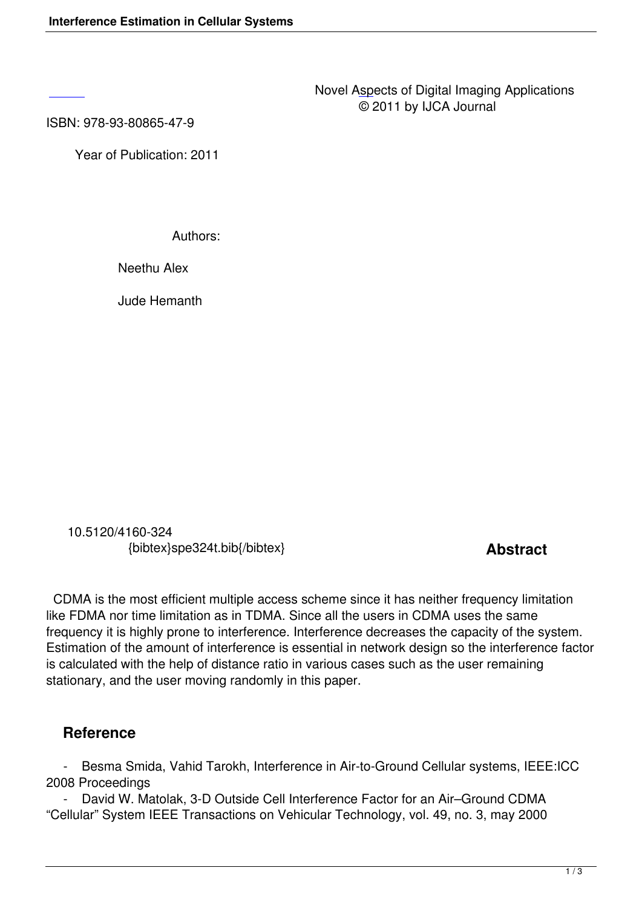Novel Aspects of Digital Imaging Applications
© 2011 by IJCA Journal

ISBN: 978-93-80865-47-9

Year of Publication: 2011

Authors:

Neethu Alex

Jude Hemanth

10.5120/4160-324
{bibtex}spe324t.bib{/bibtex}

## Abstract

CDMA is the most efficient multiple access scheme since it has neither frequency limitation like FDMA nor time limitation as in TDMA. Since all the users in CDMA uses the same frequency it is highly prone to interference. Interference decreases the capacity of the system. Estimation of the amount of interference is essential in network design so the interference factor is calculated with the help of distance ratio in various cases such as the user remaining stationary, and the user moving randomly in this paper.

## Reference

- Besma Smida, Vahid Tarokh, Interference in Air-to-Ground Cellular systems, IEEE:ICC 2008 Proceedings
- David W. Matolak, 3-D Outside Cell Interference Factor for an Air–Ground CDMA "Cellular" System IEEE Transactions on Vehicular Technology, vol. 49, no. 3, may 2000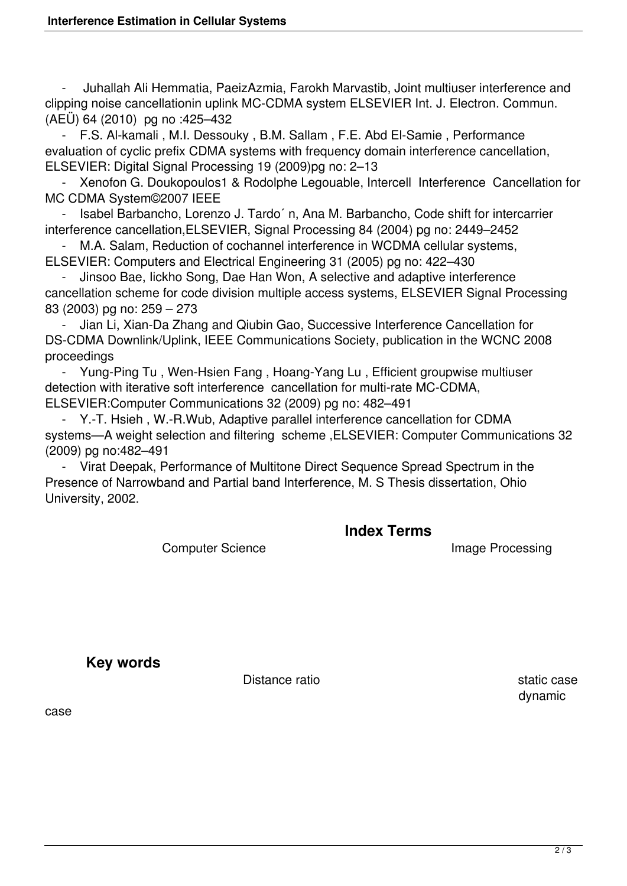- Juhallah Ali Hemmatia, PaeizAzmia, Farokh Marvastib, Joint multiuser interference and clipping noise cancellationin uplink MC-CDMA system ELSEVIER Int. J. Electron. Commun. (AEÜ) 64 (2010) pg no :425–432
- F.S. Al-kamali , M.I. Dessouky , B.M. Sallam , F.E. Abd El-Samie , Performance evaluation of cyclic prefix CDMA systems with frequency domain interference cancellation, ELSEVIER: Digital Signal Processing 19 (2009)pg no: 2–13
- Xenofon G. Doukopoulos1 & Rodolphe Legouable, Intercell Interference Cancellation for MC CDMA System©2007 IEEE
- Isabel Barbancho, Lorenzo J. Tardo´ n, Ana M. Barbancho, Code shift for intercarrier interference cancellation,ELSEVIER, Signal Processing 84 (2004) pg no: 2449–2452
- M.A. Salam, Reduction of cochannel interference in WCDMA cellular systems, ELSEVIER: Computers and Electrical Engineering 31 (2005) pg no: 422–430
- Jinsoo Bae, Iickho Song, Dae Han Won, A selective and adaptive interference cancellation scheme for code division multiple access systems, ELSEVIER Signal Processing 83 (2003) pg no: 259 – 273
- Jian Li, Xian-Da Zhang and Qiubin Gao, Successive Interference Cancellation for DS-CDMA Downlink/Uplink, IEEE Communications Society, publication in the WCNC 2008 proceedings
- Yung-Ping Tu , Wen-Hsien Fang , Hoang-Yang Lu , Efficient groupwise multiuser detection with iterative soft interference cancellation for multi-rate MC-CDMA, ELSEVIER:Computer Communications 32 (2009) pg no: 482–491
- Y.-T. Hsieh , W.-R.Wub, Adaptive parallel interference cancellation for CDMA systems—A weight selection and filtering scheme ,ELSEVIER: Computer Communications 32 (2009) pg no:482–491
- Virat Deepak, Performance of Multitone Direct Sequence Spread Spectrum in the Presence of Narrowband and Partial band Interference, M. S Thesis dissertation, Ohio University, 2002.

## Index Terms

Computer Science Image Processing

## Key words

Distance ratio static case dynamic case